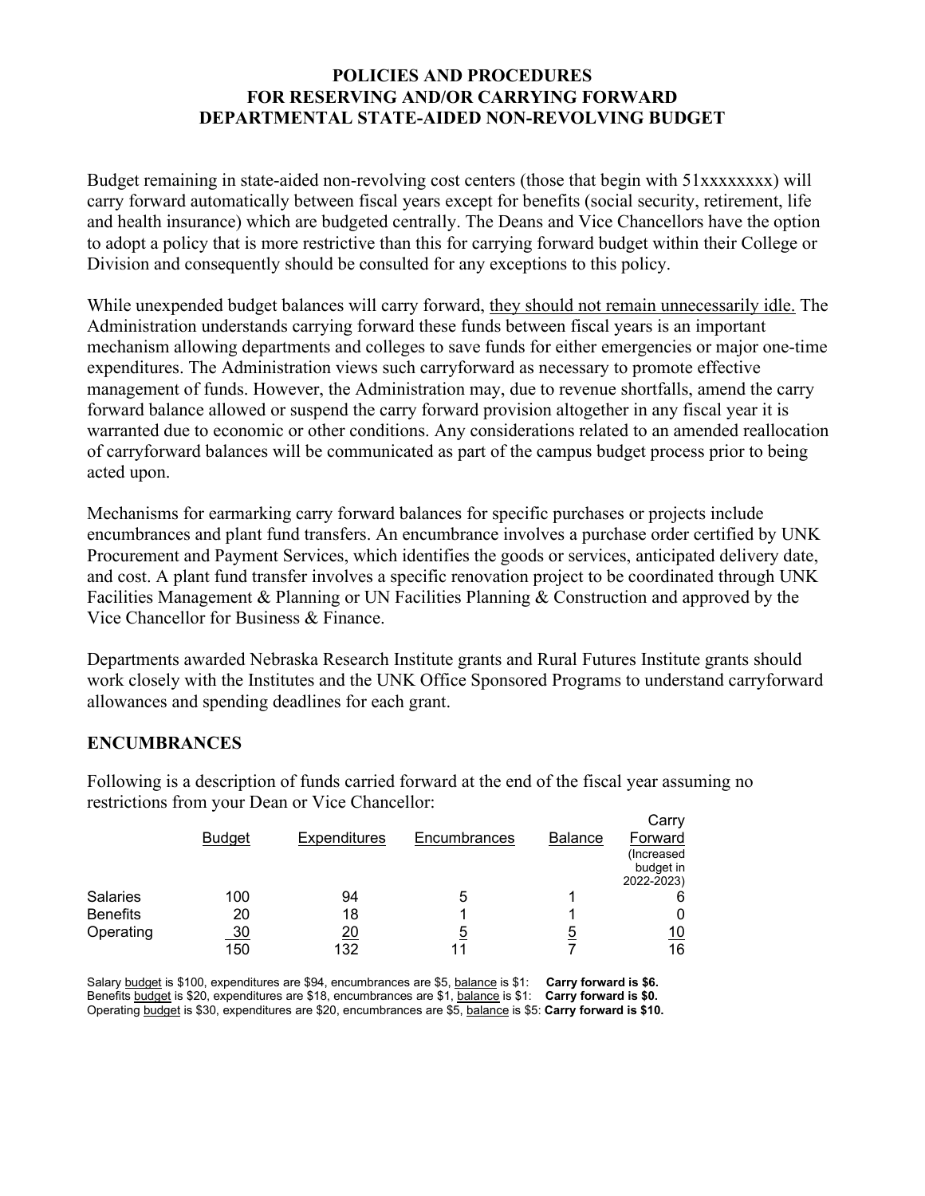# POLICIES AND PROCEDURES FOR RESERVING AND/OR CARRYING FORWARD DEPARTMENTAL STATE-AIDED NON-REVOLVING BUDGET

Budget remaining in state-aided non-revolving cost centers (those that begin with 51xxxxxxxx) will carry forward automatically between fiscal years except for benefits (social security, retirement, life and health insurance) which are budgeted centrally. The Deans and Vice Chancellors have the option to adopt a policy that is more restrictive than this for carrying forward budget within their College or Division and consequently should be consulted for any exceptions to this policy.

While unexpended budget balances will carry forward, they should not remain unnecessarily idle. The Administration understands carrying forward these funds between fiscal years is an important mechanism allowing departments and colleges to save funds for either emergencies or major one-time expenditures. The Administration views such carryforward as necessary to promote effective management of funds. However, the Administration may, due to revenue shortfalls, amend the carry forward balance allowed or suspend the carry forward provision altogether in any fiscal year it is warranted due to economic or other conditions. Any considerations related to an amended reallocation of carryforward balances will be communicated as part of the campus budget process prior to being acted upon.

Mechanisms for earmarking carry forward balances for specific purchases or projects include encumbrances and plant fund transfers. An encumbrance involves a purchase order certified by UNK Procurement and Payment Services, which identifies the goods or services, anticipated delivery date, and cost. A plant fund transfer involves a specific renovation project to be coordinated through UNK Facilities Management & Planning or UN Facilities Planning & Construction and approved by the Vice Chancellor for Business & Finance.

Departments awarded Nebraska Research Institute grants and Rural Futures Institute grants should work closely with the Institutes and the UNK Office Sponsored Programs to understand carryforward allowances and spending deadlines for each grant.

## ENCUMBRANCES

Following is a description of funds carried forward at the end of the fiscal year assuming no restrictions from your Dean or Vice Chancellor:

| | Budget | Expenditures | Encumbrances | Balance | Carry Forward (Increased budget in 2022-2023) |
|---|---|---|---|---|---|
| Salaries | 100 | 94 | 5 | 1 | 6 |
| Benefits | 20 | 18 | 1 | 1 | 0 |
| Operating | 30 | 20 | 5 | 5 | 10 |
| | 150 | 132 | 11 | 7 | 16 |

Salary budget is $100, expenditures are $94, encumbrances are $5, balance is $1: **Carry forward is $6.**
Benefits budget is $20, expenditures are $18, encumbrances are $1, balance is $1: **Carry forward is $0.**
Operating budget is $30, expenditures are $20, encumbrances are $5, balance is $5: **Carry forward is $10.**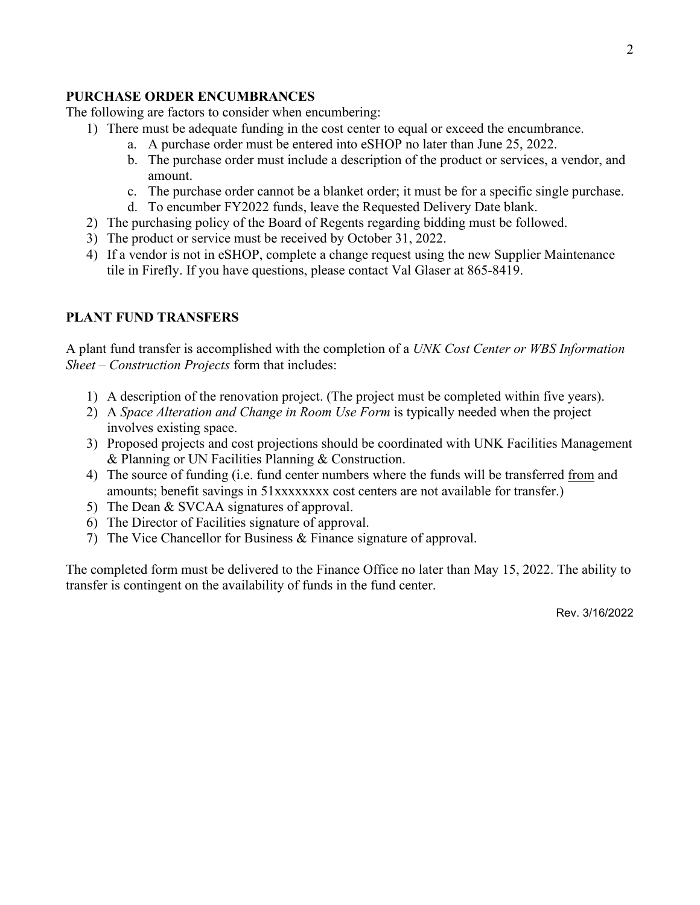**PURCHASE ORDER ENCUMBRANCES**

The following are factors to consider when encumbering:

1) There must be adequate funding in the cost center to equal or exceed the encumbrance.
   a. A purchase order must be entered into eSHOP no later than June 25, 2022.
   b. The purchase order must include a description of the product or services, a vendor, and amount.
   c. The purchase order cannot be a blanket order; it must be for a specific single purchase.
   d. To encumber FY2022 funds, leave the Requested Delivery Date blank.
2) The purchasing policy of the Board of Regents regarding bidding must be followed.
3) The product or service must be received by October 31, 2022.
4) If a vendor is not in eSHOP, complete a change request using the new Supplier Maintenance tile in Firefly. If you have questions, please contact Val Glaser at 865-8419.

**PLANT FUND TRANSFERS**

A plant fund transfer is accomplished with the completion of a *UNK Cost Center or WBS Information Sheet – Construction Projects* form that includes:

1) A description of the renovation project. (The project must be completed within five years).
2) A *Space Alteration and Change in Room Use Form* is typically needed when the project involves existing space.
3) Proposed projects and cost projections should be coordinated with UNK Facilities Management & Planning or UN Facilities Planning & Construction.
4) The source of funding (i.e. fund center numbers where the funds will be transferred from and amounts; benefit savings in 51xxxxxxxx cost centers are not available for transfer.)
5) The Dean & SVCAA signatures of approval.
6) The Director of Facilities signature of approval.
7) The Vice Chancellor for Business & Finance signature of approval.

The completed form must be delivered to the Finance Office no later than May 15, 2022. The ability to transfer is contingent on the availability of funds in the fund center.

Rev. 3/16/2022